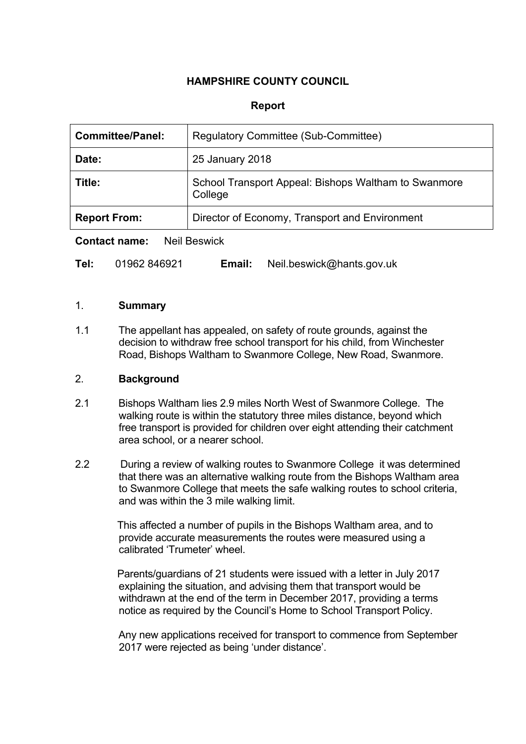**HAMPSHIRE COUNTY COUNCIL**

**Report**

| **Committee/Panel:** | Regulatory Committee (Sub-Committee) |
|---|---|
| **Date:** | 25 January 2018 |
| **Title:** | School Transport Appeal: Bishops Waltham to Swanmore College |
| **Report From:** | Director of Economy, Transport and Environment |

**Contact name:** Neil Beswick

**Tel:** 01962 846921 **Email:** Neil.beswick@hants.gov.uk

## 1. Summary

1.1 The appellant has appealed, on safety of route grounds, against the decision to withdraw free school transport for his child, from Winchester Road, Bishops Waltham to Swanmore College, New Road, Swanmore.

## 2. Background

2.1 Bishops Waltham lies 2.9 miles North West of Swanmore College. The walking route is within the statutory three miles distance, beyond which free transport is provided for children over eight attending their catchment area school, or a nearer school.

2.2 During a review of walking routes to Swanmore College it was determined that there was an alternative walking route from the Bishops Waltham area to Swanmore College that meets the safe walking routes to school criteria, and was within the 3 mile walking limit.

This affected a number of pupils in the Bishops Waltham area, and to provide accurate measurements the routes were measured using a calibrated 'Trumeter' wheel.

Parents/guardians of 21 students were issued with a letter in July 2017 explaining the situation, and advising them that transport would be withdrawn at the end of the term in December 2017, providing a terms notice as required by the Council's Home to School Transport Policy.

Any new applications received for transport to commence from September 2017 were rejected as being 'under distance'.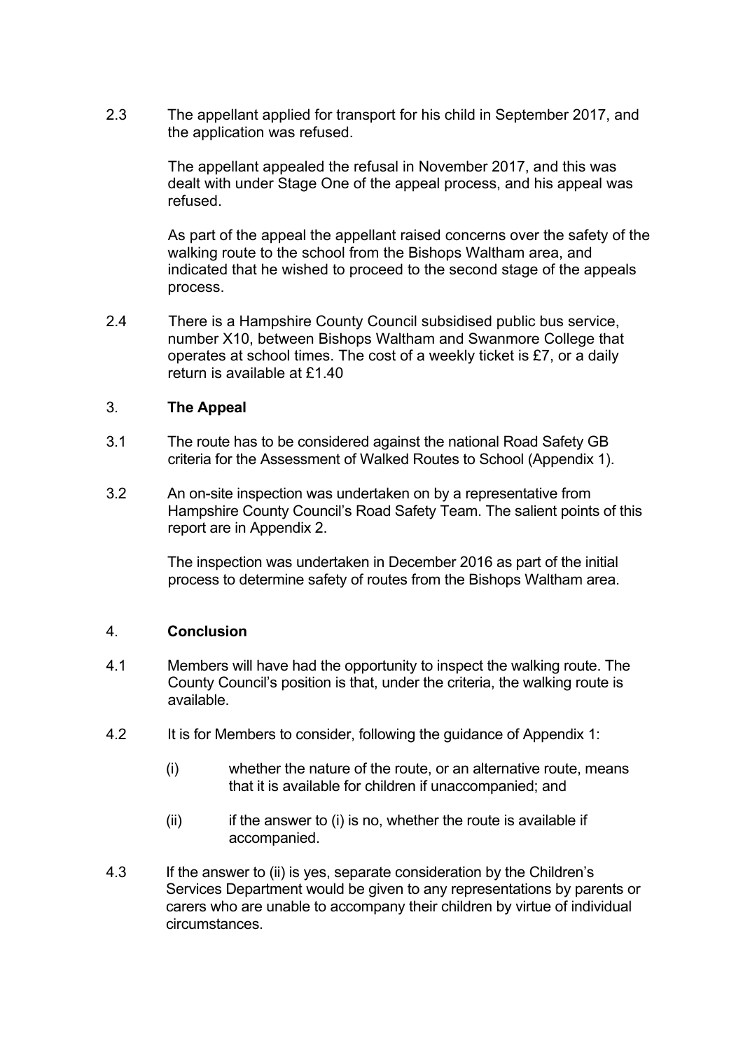2.3 The appellant applied for transport for his child in September 2017, and the application was refused.

The appellant appealed the refusal in November 2017, and this was dealt with under Stage One of the appeal process, and his appeal was refused.

As part of the appeal the appellant raised concerns over the safety of the walking route to the school from the Bishops Waltham area, and indicated that he wished to proceed to the second stage of the appeals process.

2.4 There is a Hampshire County Council subsidised public bus service, number X10, between Bishops Waltham and Swanmore College that operates at school times. The cost of a weekly ticket is £7, or a daily return is available at £1.40

## 3. **The Appeal**

3.1 The route has to be considered against the national Road Safety GB criteria for the Assessment of Walked Routes to School (Appendix 1).

3.2 An on-site inspection was undertaken on by a representative from Hampshire County Council's Road Safety Team. The salient points of this report are in Appendix 2.

The inspection was undertaken in December 2016 as part of the initial process to determine safety of routes from the Bishops Waltham area.

## 4. **Conclusion**

4.1 Members will have had the opportunity to inspect the walking route. The County Council's position is that, under the criteria, the walking route is available.

4.2 It is for Members to consider, following the guidance of Appendix 1:

(i) whether the nature of the route, or an alternative route, means that it is available for children if unaccompanied; and

(ii) if the answer to (i) is no, whether the route is available if accompanied.

4.3 If the answer to (ii) is yes, separate consideration by the Children's Services Department would be given to any representations by parents or carers who are unable to accompany their children by virtue of individual circumstances.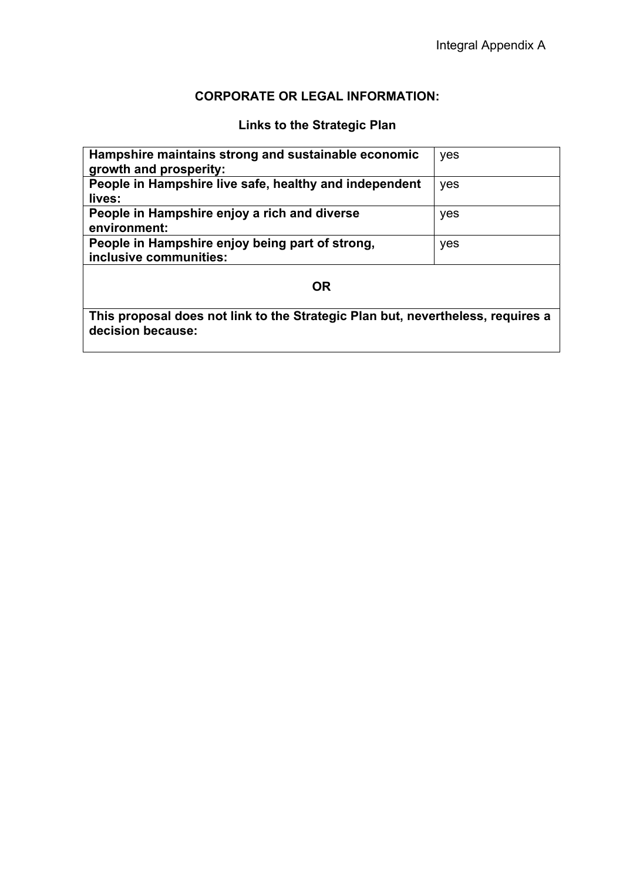Integral Appendix A

## CORPORATE OR LEGAL INFORMATION:

### Links to the Strategic Plan

| | |
|---|---|
| **Hampshire maintains strong and sustainable economic growth and prosperity:** | yes |
| **People in Hampshire live safe, healthy and independent lives:** | yes |
| **People in Hampshire enjoy a rich and diverse environment:** | yes |
| **People in Hampshire enjoy being part of strong, inclusive communities:** | yes |
| **OR** | |
| **This proposal does not link to the Strategic Plan but, nevertheless, requires a decision because:** | |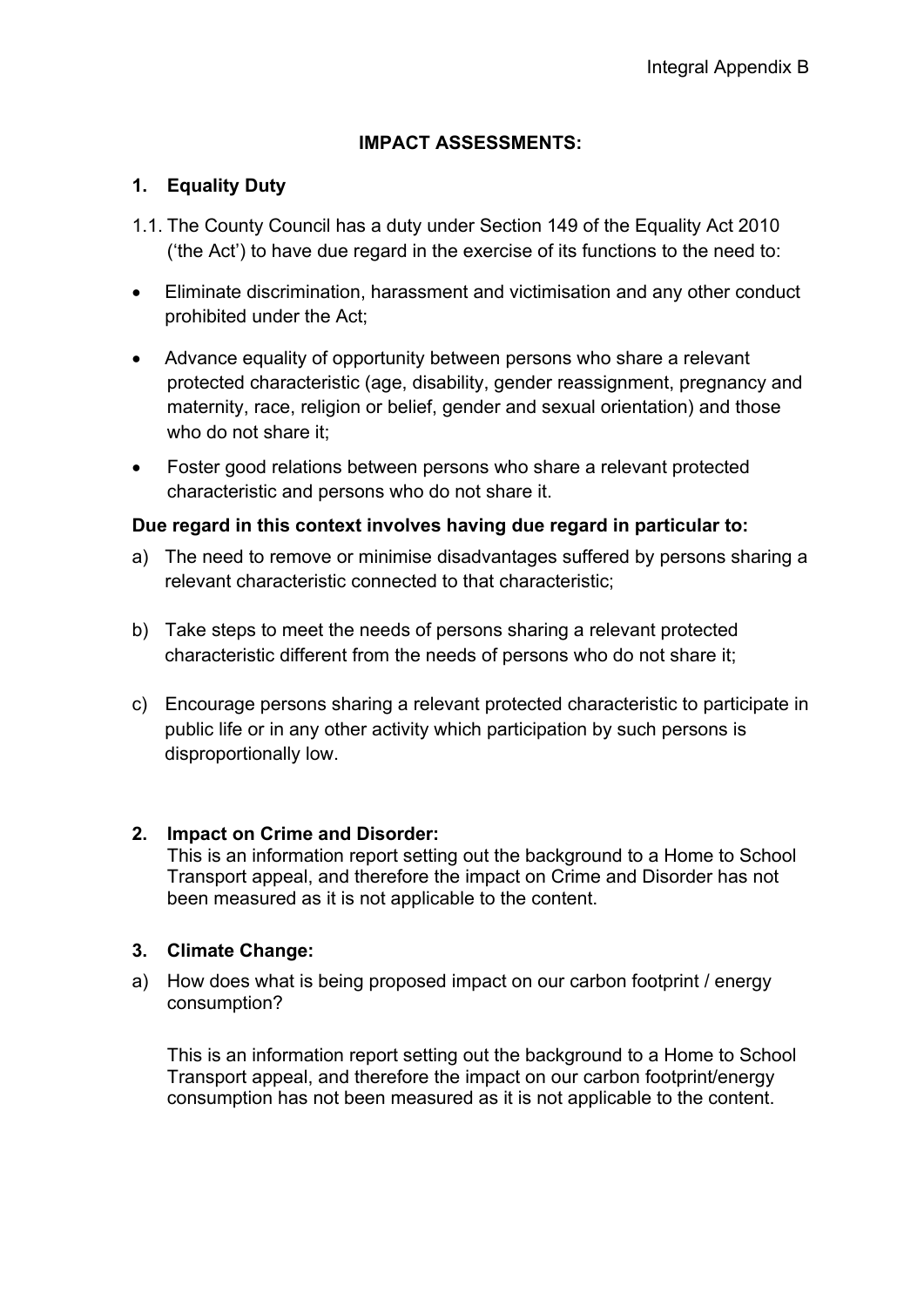# IMPACT ASSESSMENTS:

## 1. Equality Duty

1.1. The County Council has a duty under Section 149 of the Equality Act 2010 ('the Act') to have due regard in the exercise of its functions to the need to:

- Eliminate discrimination, harassment and victimisation and any other conduct prohibited under the Act;
- Advance equality of opportunity between persons who share a relevant protected characteristic (age, disability, gender reassignment, pregnancy and maternity, race, religion or belief, gender and sexual orientation) and those who do not share it;
- Foster good relations between persons who share a relevant protected characteristic and persons who do not share it.

**Due regard in this context involves having due regard in particular to:**

a) The need to remove or minimise disadvantages suffered by persons sharing a relevant characteristic connected to that characteristic;

b) Take steps to meet the needs of persons sharing a relevant protected characteristic different from the needs of persons who do not share it;

c) Encourage persons sharing a relevant protected characteristic to participate in public life or in any other activity which participation by such persons is disproportionally low.

## 2. Impact on Crime and Disorder:

This is an information report setting out the background to a Home to School Transport appeal, and therefore the impact on Crime and Disorder has not been measured as it is not applicable to the content.

## 3. Climate Change:

a) How does what is being proposed impact on our carbon footprint / energy consumption?

This is an information report setting out the background to a Home to School Transport appeal, and therefore the impact on our carbon footprint/energy consumption has not been measured as it is not applicable to the content.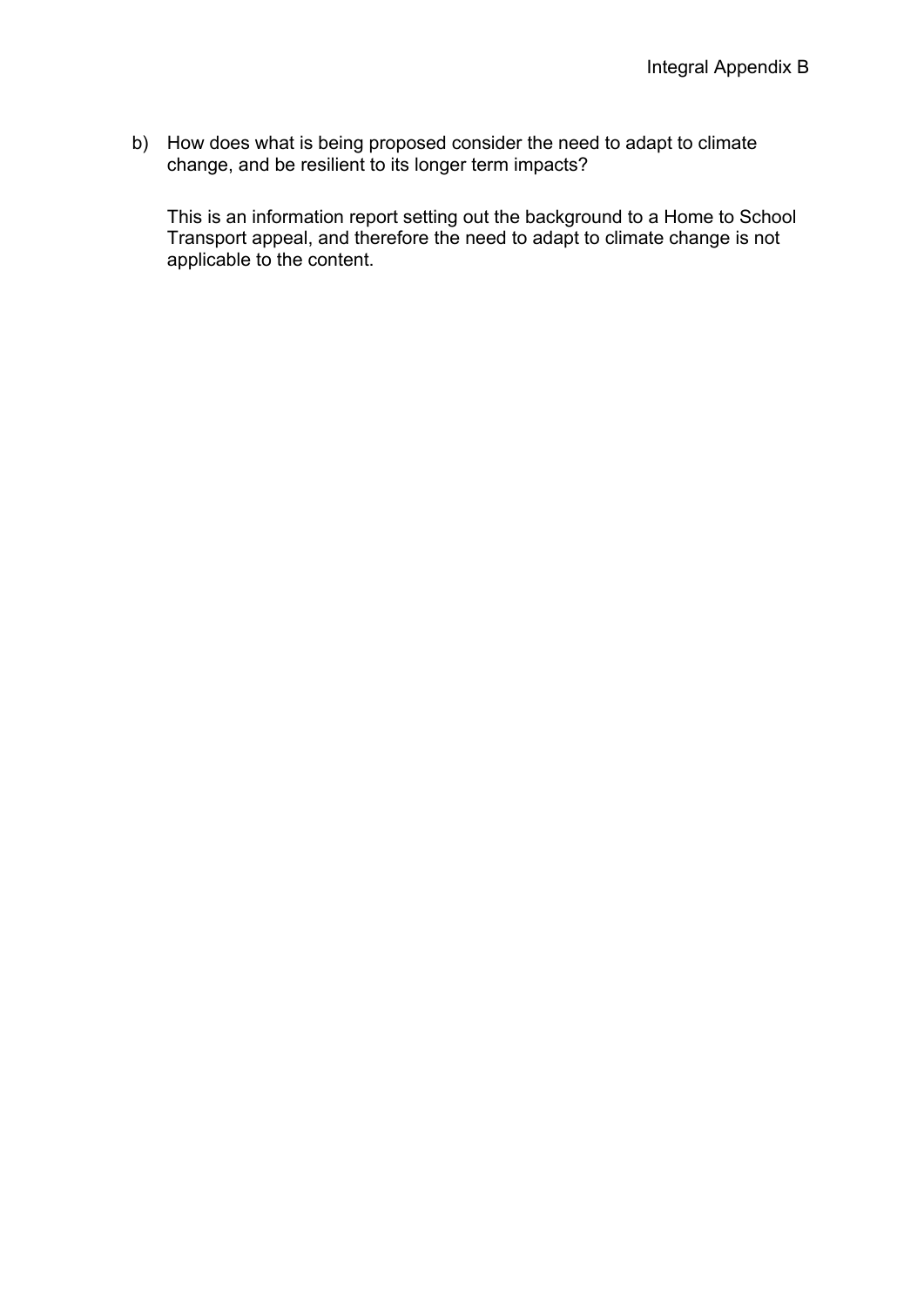b) How does what is being proposed consider the need to adapt to climate change, and be resilient to its longer term impacts?

This is an information report setting out the background to a Home to School Transport appeal, and therefore the need to adapt to climate change is not applicable to the content.